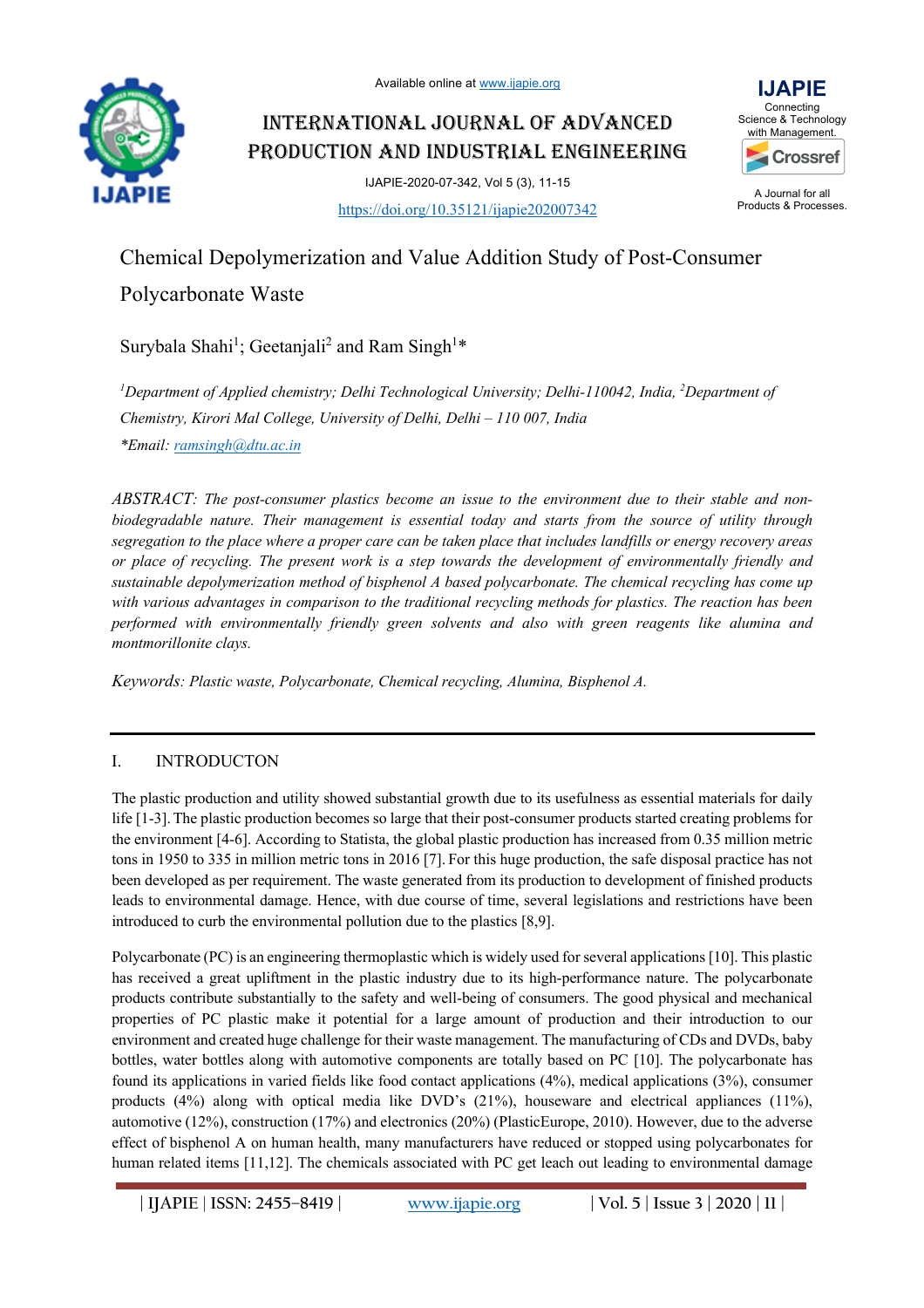Available online at www.ijapie.org

# INTERNATIONAL JOURNAL OF ADVANCED PRODUCTION AND INDUSTRIAL ENGINEERING

IJAPIE-2020-07-342, Vol 5 (3), 11-15

https://doi.org/10.35121/ijapie202007342

IJAPIE
Connecting Science & Technology with Management.

A Journal for all Products & Processes.

## Chemical Depolymerization and Value Addition Study of Post-Consumer Polycarbonate Waste

Surybala Shahi[1]; Geetanjali[2] and Ram Singh[1]*

*[1]Department of Applied chemistry; Delhi Technological University; Delhi-110042, India, [2]Department of Chemistry, Kirori Mal College, University of Delhi, Delhi – 110 007, India*

*\*Email: ramsingh@dtu.ac.in*

*ABSTRACT: The post-consumer plastics become an issue to the environment due to their stable and non-biodegradable nature. Their management is essential today and starts from the source of utility through segregation to the place where a proper care can be taken place that includes landfills or energy recovery areas or place of recycling. The present work is a step towards the development of environmentally friendly and sustainable depolymerization method of bisphenol A based polycarbonate. The chemical recycling has come up with various advantages in comparison to the traditional recycling methods for plastics. The reaction has been performed with environmentally friendly green solvents and also with green reagents like alumina and montmorillonite clays.*

*Keywords: Plastic waste, Polycarbonate, Chemical recycling, Alumina, Bisphenol A.*

## I. INTRODUCTON

The plastic production and utility showed substantial growth due to its usefulness as essential materials for daily life [1-3]. The plastic production becomes so large that their post-consumer products started creating problems for the environment [4-6]. According to Statista, the global plastic production has increased from 0.35 million metric tons in 1950 to 335 in million metric tons in 2016 [7]. For this huge production, the safe disposal practice has not been developed as per requirement. The waste generated from its production to development of finished products leads to environmental damage. Hence, with due course of time, several legislations and restrictions have been introduced to curb the environmental pollution due to the plastics [8,9].

Polycarbonate (PC) is an engineering thermoplastic which is widely used for several applications [10]. This plastic has received a great upliftment in the plastic industry due to its high-performance nature. The polycarbonate products contribute substantially to the safety and well-being of consumers. The good physical and mechanical properties of PC plastic make it potential for a large amount of production and their introduction to our environment and created huge challenge for their waste management. The manufacturing of CDs and DVDs, baby bottles, water bottles along with automotive components are totally based on PC [10]. The polycarbonate has found its applications in varied fields like food contact applications (4%), medical applications (3%), consumer products (4%) along with optical media like DVD's (21%), houseware and electrical appliances (11%), automotive (12%), construction (17%) and electronics (20%) (PlasticEurope, 2010). However, due to the adverse effect of bisphenol A on human health, many manufacturers have reduced or stopped using polycarbonates for human related items [11,12]. The chemicals associated with PC get leach out leading to environmental damage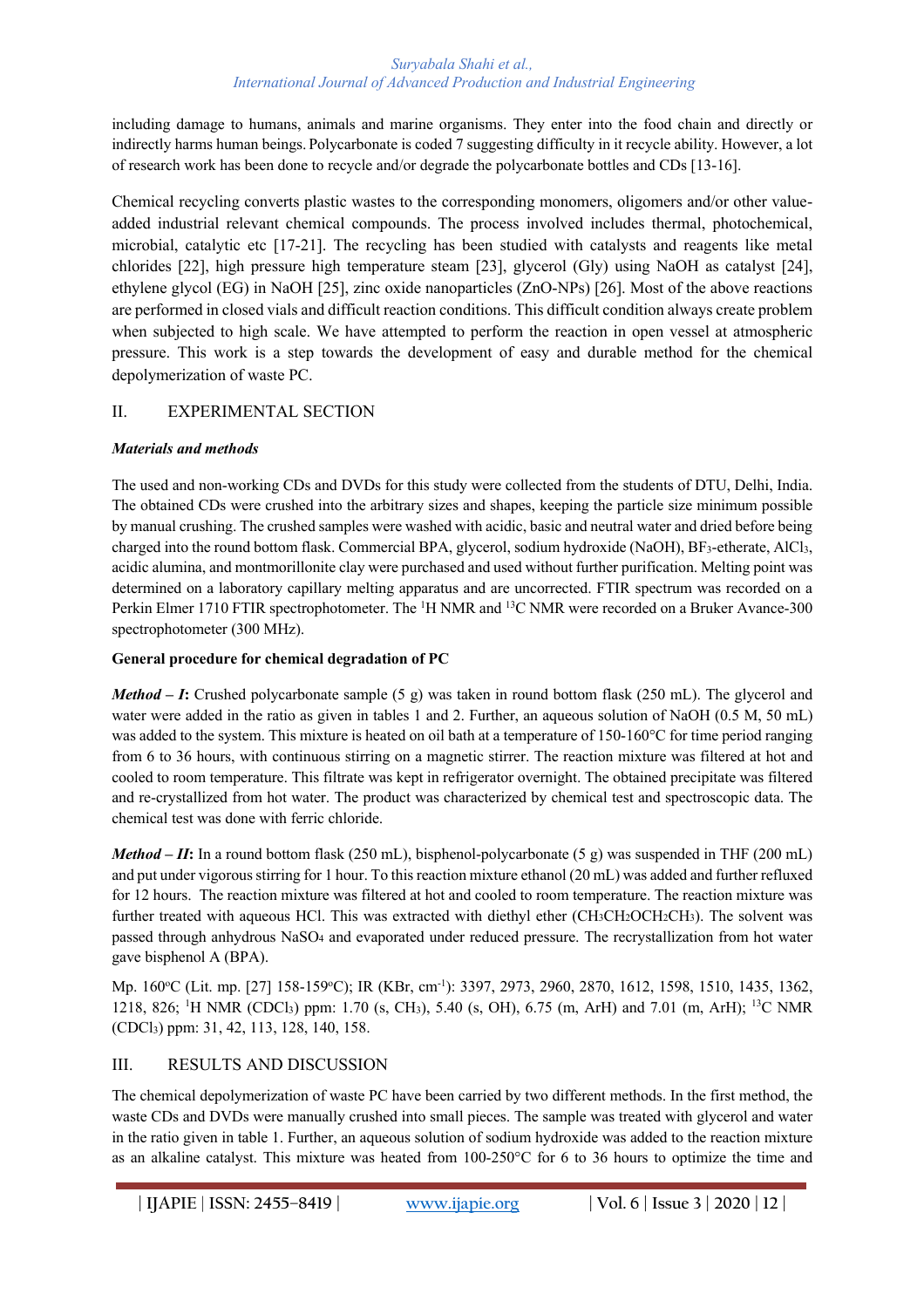including damage to humans, animals and marine organisms. They enter into the food chain and directly or indirectly harms human beings. Polycarbonate is coded 7 suggesting difficulty in it recycle ability. However, a lot of research work has been done to recycle and/or degrade the polycarbonate bottles and CDs [13-16].

Chemical recycling converts plastic wastes to the corresponding monomers, oligomers and/or other value-added industrial relevant chemical compounds. The process involved includes thermal, photochemical, microbial, catalytic etc [17-21]. The recycling has been studied with catalysts and reagents like metal chlorides [22], high pressure high temperature steam [23], glycerol (Gly) using NaOH as catalyst [24], ethylene glycol (EG) in NaOH [25], zinc oxide nanoparticles (ZnO-NPs) [26]. Most of the above reactions are performed in closed vials and difficult reaction conditions. This difficult condition always create problem when subjected to high scale. We have attempted to perform the reaction in open vessel at atmospheric pressure. This work is a step towards the development of easy and durable method for the chemical depolymerization of waste PC.

## II. EXPERIMENTAL SECTION

### *Materials and methods*

The used and non-working CDs and DVDs for this study were collected from the students of DTU, Delhi, India. The obtained CDs were crushed into the arbitrary sizes and shapes, keeping the particle size minimum possible by manual crushing. The crushed samples were washed with acidic, basic and neutral water and dried before being charged into the round bottom flask. Commercial BPA, glycerol, sodium hydroxide (NaOH), $BF_3$-etherate, $AlCl_3$, acidic alumina, and montmorillonite clay were purchased and used without further purification. Melting point was determined on a laboratory capillary melting apparatus and are uncorrected. FTIR spectrum was recorded on a Perkin Elmer 1710 FTIR spectrophotometer. The $^1$H NMR and $^{13}$C NMR were recorded on a Bruker Avance-300 spectrophotometer (300 MHz).

**General procedure for chemical degradation of PC**

***Method – I*:** Crushed polycarbonate sample (5 g) was taken in round bottom flask (250 mL). The glycerol and water were added in the ratio as given in tables 1 and 2. Further, an aqueous solution of NaOH (0.5 M, 50 mL) was added to the system. This mixture is heated on oil bath at a temperature of 150-160°C for time period ranging from 6 to 36 hours, with continuous stirring on a magnetic stirrer. The reaction mixture was filtered at hot and cooled to room temperature. This filtrate was kept in refrigerator overnight. The obtained precipitate was filtered and re-crystallized from hot water. The product was characterized by chemical test and spectroscopic data. The chemical test was done with ferric chloride.

***Method – II*:** In a round bottom flask (250 mL), bisphenol-polycarbonate (5 g) was suspended in THF (200 mL) and put under vigorous stirring for 1 hour. To this reaction mixture ethanol (20 mL) was added and further refluxed for 12 hours. The reaction mixture was filtered at hot and cooled to room temperature. The reaction mixture was further treated with aqueous HCl. This was extracted with diethyl ether ($CH_3CH_2OCH_2CH_3$). The solvent was passed through anhydrous $NaSO_4$ and evaporated under reduced pressure. The recrystallization from hot water gave bisphenol A (BPA).

Mp. 160°C (Lit. mp. [27] 158-159°C); IR (KBr, cm$^{-1}$): 3397, 2973, 2960, 2870, 1612, 1598, 1510, 1435, 1362, 1218, 826; $^1$H NMR ($CDCl_3$) ppm: 1.70 (s, $CH_3$), 5.40 (s, OH), 6.75 (m, ArH) and 7.01 (m, ArH); $^{13}$C NMR ($CDCl_3$) ppm: 31, 42, 113, 128, 140, 158.

## III. RESULTS AND DISCUSSION

The chemical depolymerization of waste PC have been carried by two different methods. In the first method, the waste CDs and DVDs were manually crushed into small pieces. The sample was treated with glycerol and water in the ratio given in table 1. Further, an aqueous solution of sodium hydroxide was added to the reaction mixture as an alkaline catalyst. This mixture was heated from 100-250°C for 6 to 36 hours to optimize the time and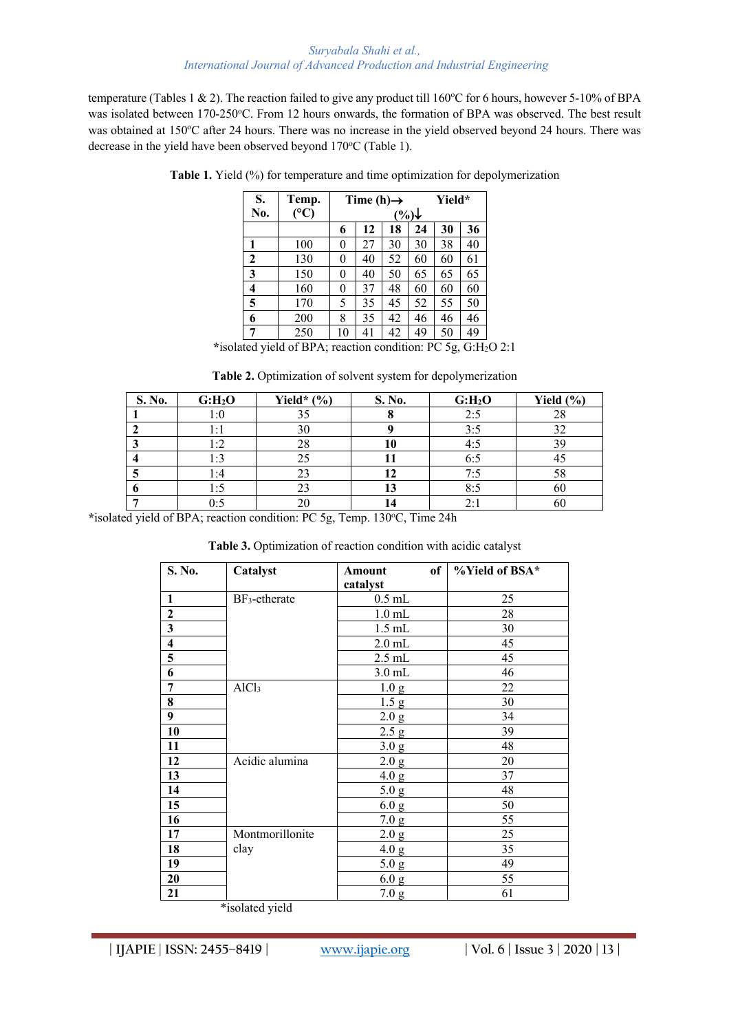temperature (Tables 1 & 2). The reaction failed to give any product till 160°C for 6 hours, however 5-10% of BPA was isolated between 170-250°C. From 12 hours onwards, the formation of BPA was observed. The best result was obtained at 150°C after 24 hours. There was no increase in the yield observed beyond 24 hours. There was decrease in the yield have been observed beyond 170°C (Table 1).

**Table 1.** Yield (%) for temperature and time optimization for depolymerization

| S. No. | Temp. (°C) | Time (h)→ Yield* (%)↓ | | | | | |
|---|---|---|---|---|---|---|---|
| | | 6 | 12 | 18 | 24 | 30 | 36 |
| 1 | 100 | 0 | 27 | 30 | 30 | 38 | 40 |
| 2 | 130 | 0 | 40 | 52 | 60 | 60 | 61 |
| 3 | 150 | 0 | 40 | 50 | 65 | 65 | 65 |
| 4 | 160 | 0 | 37 | 48 | 60 | 60 | 60 |
| 5 | 170 | 5 | 35 | 45 | 52 | 55 | 50 |
| 6 | 200 | 8 | 35 | 42 | 46 | 46 | 46 |
| 7 | 250 | 10 | 41 | 42 | 49 | 50 | 49 |

*isolated yield of BPA; reaction condition: PC 5g, G:$H_2O$ 2:1

**Table 2.** Optimization of solvent system for depolymerization

| S. No. | G:$H_2O$ | Yield* (%) | S. No. | G:$H_2O$ | Yield (%) |
|---|---|---|---|---|---|
| 1 | 1:0 | 35 | 8 | 2:5 | 28 |
| 2 | 1:1 | 30 | 9 | 3:5 | 32 |
| 3 | 1:2 | 28 | 10 | 4:5 | 39 |
| 4 | 1:3 | 25 | 11 | 6:5 | 45 |
| 5 | 1:4 | 23 | 12 | 7:5 | 58 |
| 6 | 1:5 | 23 | 13 | 8:5 | 60 |
| 7 | 0:5 | 20 | 14 | 2:1 | 60 |

*isolated yield of BPA; reaction condition: PC 5g, Temp. 130°C, Time 24h

**Table 3.** Optimization of reaction condition with acidic catalyst

| S. No. | Catalyst | Amount of catalyst | %Yield of BSA* |
|---|---|---|---|
| 1 | $BF_3$-etherate | 0.5 mL | 25 |
| 2 | | 1.0 mL | 28 |
| 3 | | 1.5 mL | 30 |
| 4 | | 2.0 mL | 45 |
| 5 | | 2.5 mL | 45 |
| 6 | | 3.0 mL | 46 |
| 7 | $AlCl_3$ | 1.0 g | 22 |
| 8 | | 1.5 g | 30 |
| 9 | | 2.0 g | 34 |
| 10 | | 2.5 g | 39 |
| 11 | | 3.0 g | 48 |
| 12 | Acidic alumina | 2.0 g | 20 |
| 13 | | 4.0 g | 37 |
| 14 | | 5.0 g | 48 |
| 15 | | 6.0 g | 50 |
| 16 | | 7.0 g | 55 |
| 17 | Montmorillonite clay | 2.0 g | 25 |
| 18 | | 4.0 g | 35 |
| 19 | | 5.0 g | 49 |
| 20 | | 6.0 g | 55 |
| 21 | | 7.0 g | 61 |

*isolated yield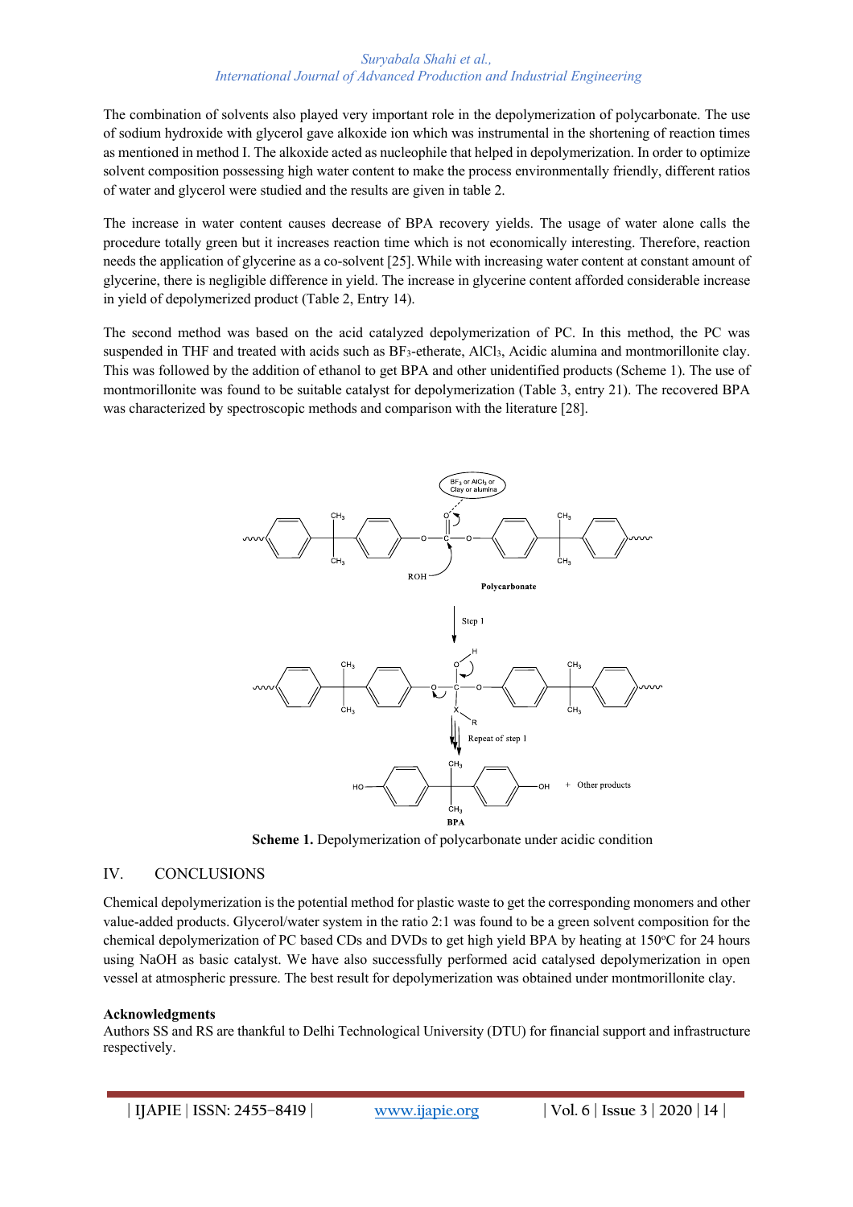The combination of solvents also played very important role in the depolymerization of polycarbonate. The use of sodium hydroxide with glycerol gave alkoxide ion which was instrumental in the shortening of reaction times as mentioned in method I. The alkoxide acted as nucleophile that helped in depolymerization. In order to optimize solvent composition possessing high water content to make the process environmentally friendly, different ratios of water and glycerol were studied and the results are given in table 2.

The increase in water content causes decrease of BPA recovery yields. The usage of water alone calls the procedure totally green but it increases reaction time which is not economically interesting. Therefore, reaction needs the application of glycerine as a co-solvent [25]. While with increasing water content at constant amount of glycerine, there is negligible difference in yield. The increase in glycerine content afforded considerable increase in yield of depolymerized product (Table 2, Entry 14).

The second method was based on the acid catalyzed depolymerization of PC. In this method, the PC was suspended in THF and treated with acids such as $BF_3$-etherate, $AlCl_3$, Acidic alumina and montmorillonite clay. This was followed by the addition of ethanol to get BPA and other unidentified products (Scheme 1). The use of montmorillonite was found to be suitable catalyst for depolymerization (Table 3, entry 21). The recovered BPA was characterized by spectroscopic methods and comparison with the literature [28].

**Scheme 1.** Depolymerization of polycarbonate under acidic condition

## IV. CONCLUSIONS

Chemical depolymerization is the potential method for plastic waste to get the corresponding monomers and other value-added products. Glycerol/water system in the ratio 2:1 was found to be a green solvent composition for the chemical depolymerization of PC based CDs and DVDs to get high yield BPA by heating at 150°C for 24 hours using NaOH as basic catalyst. We have also successfully performed acid catalysed depolymerization in open vessel at atmospheric pressure. The best result for depolymerization was obtained under montmorillonite clay.

**Acknowledgments**

Authors SS and RS are thankful to Delhi Technological University (DTU) for financial support and infrastructure respectively.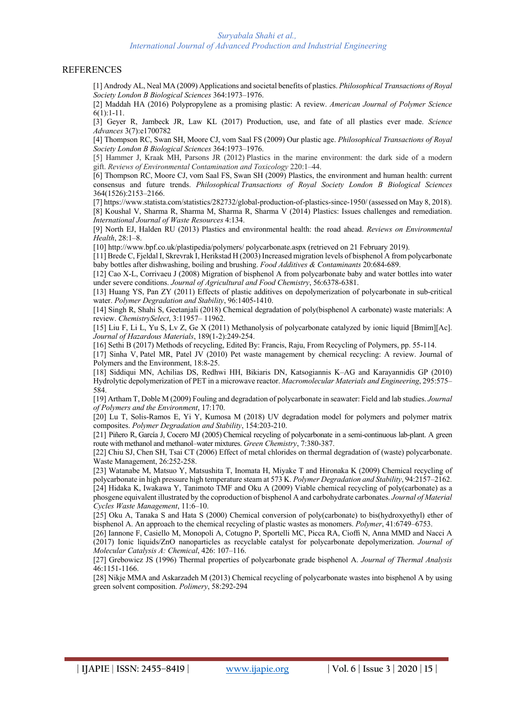## REFERENCES

[1] Andrody AL, Neal MA (2009) Applications and societal benefits of plastics. *Philosophical Transactions of Royal Society London B Biological Sciences* 364:1973–1976.

[2] Maddah HA (2016) Polypropylene as a promising plastic: A review. *American Journal of Polymer Science* 6(1):1-11.

[3] Geyer R, Jambeck JR, Law KL (2017) Production, use, and fate of all plastics ever made. *Science Advances* 3(7):e1700782

[4] Thompson RC, Swan SH, Moore CJ, vom Saal FS (2009) Our plastic age. *Philosophical Transactions of Royal Society London B Biological Sciences* 364:1973–1976.

[5] Hammer J, Kraak MH, Parsons JR (2012) Plastics in the marine environment: the dark side of a modern gift. *Reviews of Environmental Contamination and Toxicology* 220:1–44.

[6] Thompson RC, Moore CJ, vom Saal FS, Swan SH (2009) Plastics, the environment and human health: current consensus and future trends. *Philosophical Transactions of Royal Society London B Biological Sciences* 364(1526):2153–2166.

[7] https://www.statista.com/statistics/282732/global-production-of-plastics-since-1950/ (assessed on May 8, 2018).

[8] Koushal V, Sharma R, Sharma M, Sharma R, Sharma V (2014) Plastics: Issues challenges and remediation. *International Journal of Waste Resources* 4:134.

[9] North EJ, Halden RU (2013) Plastics and environmental health: the road ahead. *Reviews on Environmental Health*, 28:1–8.

[10] http://www.bpf.co.uk/plastipedia/polymers/ polycarbonate.aspx (retrieved on 21 February 2019).

[11] Brede C, Fjeldal I, Skrevrak I, Herikstad H (2003) Increased migration levels of bisphenol A from polycarbonate baby bottles after dishwashing, boiling and brushing. *Food Additives & Contaminants* 20:684-689.

[12] Cao X-L, Corrivaeu J (2008) Migration of bisphenol A from polycarbonate baby and water bottles into water under severe conditions. *Journal of Agricultural and Food Chemistry*, 56:6378-6381.

[13] Huang YS, Pan ZY (2011) Effects of plastic additives on depolymerization of polycarbonate in sub-critical water. *Polymer Degradation and Stability*, 96:1405-1410.

[14] Singh R, Shahi S, Geetanjali (2018) Chemical degradation of poly(bisphenol A carbonate) waste materials: A review. *ChemistrySelect*, 3:11957– 11962.

[15] Liu F, Li L, Yu S, Lv Z, Ge X (2011) Methanolysis of polycarbonate catalyzed by ionic liquid [Bmim][Ac]. *Journal of Hazardous Materials*, 189(1-2):249-254.

[16] Sethi B (2017) Methods of recycling, Edited By: Francis, Raju, From Recycling of Polymers, pp. 55-114.

[17] Sinha V, Patel MR, Patel JV (2010) Pet waste management by chemical recycling: A review. Journal of Polymers and the Environment, 18:8-25.

[18] Siddiqui MN, Achilias DS, Redhwi HH, Bikiaris DN, Katsogiannis K–AG and Karayannidis GP (2010) Hydrolytic depolymerization of PET in a microwave reactor. *Macromolecular Materials and Engineering*, 295:575–584.

[19] Artham T, Doble M (2009) Fouling and degradation of polycarbonate in seawater: Field and lab studies. *Journal of Polymers and the Environment*, 17:170.

[20] Lu T, Solis-Ramos E, Yi Y, Kumosa M (2018) UV degradation model for polymers and polymer matrix composites. *Polymer Degradation and Stability*, 154:203-210.

[21] Piñero R, García J, Cocero MJ (2005) Chemical recycling of polycarbonate in a semi-continuous lab-plant. A green route with methanol and methanol–water mixtures. *Green Chemistry*, 7:380-387.

[22] Chiu SJ, Chen SH, Tsai CT (2006) Effect of metal chlorides on thermal degradation of (waste) polycarbonate. Waste Management, 26:252-258.

[23] Watanabe M, Matsuo Y, Matsushita T, Inomata H, Miyake T and Hironaka K (2009) Chemical recycling of polycarbonate in high pressure high temperature steam at 573 K. *Polymer Degradation and Stability*, 94:2157–2162.

[24] Hidaka K, Iwakawa Y, Tanimoto TMF and Oku A (2009) Viable chemical recycling of poly(carbonate) as a phosgene equivalent illustrated by the coproduction of bisphenol A and carbohydrate carbonates. *Journal of Material Cycles Waste Management*, 11:6–10.

[25] Oku A, Tanaka S and Hata S (2000) Chemical conversion of poly(carbonate) to bis(hydroxyethyl) ether of bisphenol A. An approach to the chemical recycling of plastic wastes as monomers. *Polymer*, 41:6749–6753.

[26] Iannone F, Casiello M, Monopoli A, Cotugno P, Sportelli MC, Picca RA, Cioffi N, Anna MMD and Nacci A (2017) Ionic liquids/ZnO nanoparticles as recyclable catalyst for polycarbonate depolymerization. *Journal of Molecular Catalysis A: Chemical*, 426: 107–116.

[27] Grebowicz JS (1996) Thermal properties of polycarbonate grade bisphenol A. *Journal of Thermal Analysis* 46:1151-1166.

[28] Nikje MMA and Askarzadeh M (2013) Chemical recycling of polycarbonate wastes into bisphenol A by using green solvent composition. *Polimery*, 58:292-294